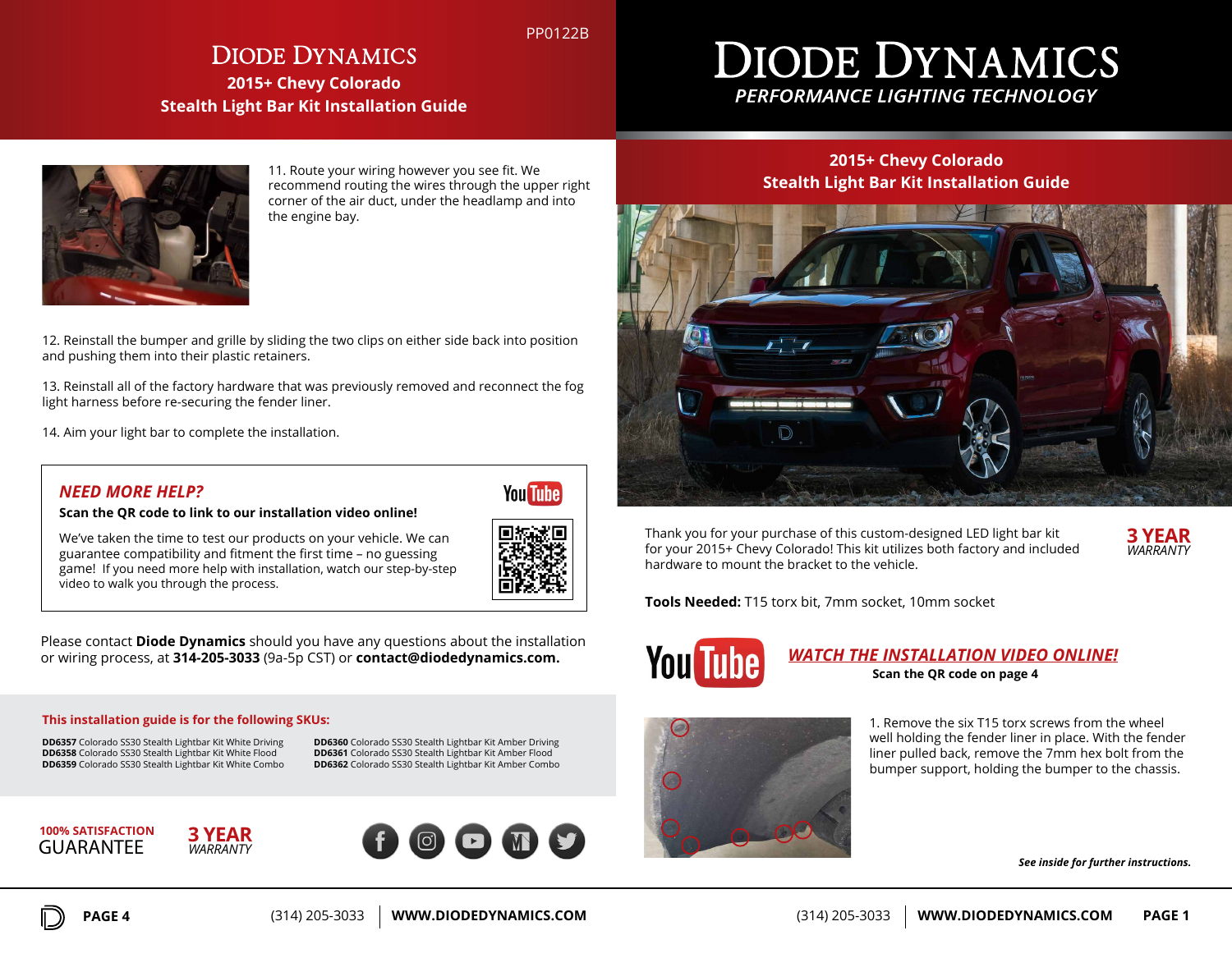PP0122B

# DIODE DYNAMICS

## 2015+ Chevy Colorado Stealth Light Bar Kit Installation Guide

11. Route your wiring however you see fit. We recommend routing the wires through the upper right corner of the air duct, under the headlamp and into the engine bay.

12. Reinstall the bumper and grille by sliding the two clips on either side back into position and pushing them into their plastic retainers.

13. Reinstall all of the factory hardware that was previously removed and reconnect the fog light harness before re-securing the fender liner.

14. Aim your light bar to complete the installation.

### *NEED MORE HELP?*

**Scan the QR code to link to our installation video online!**

We've taken the time to test our products on your vehicle. We can guarantee compatibility and fitment the first time – no guessing game! If you need more help with installation, watch our step-by-step video to walk you through the process.

Please contact **Diode Dynamics** should you have any questions about the installation or wiring process, at **314-205-3033** (9a-5p CST) or **contact@diodedynamics.com.**

**This installation guide is for the following SKUs:**

**DD6357** Colorado SS30 Stealth Lightbar Kit White Driving
**DD6358** Colorado SS30 Stealth Lightbar Kit White Flood
**DD6359** Colorado SS30 Stealth Lightbar Kit White Combo
**DD6360** Colorado SS30 Stealth Lightbar Kit Amber Driving
**DD6361** Colorado SS30 Stealth Lightbar Kit Amber Flood
**DD6362** Colorado SS30 Stealth Lightbar Kit Amber Combo

100% SATISFACTION GUARANTEE

3 YEAR *WARRANTY*

# DIODE DYNAMICS

*PERFORMANCE LIGHTING TECHNOLOGY*

## 2015+ Chevy Colorado Stealth Light Bar Kit Installation Guide

Thank you for your purchase of this custom-designed LED light bar kit for your 2015+ Chevy Colorado! This kit utilizes both factory and included hardware to mount the bracket to the vehicle.

3 YEAR *WARRANTY*

**Tools Needed:** T15 torx bit, 7mm socket, 10mm socket

***WATCH THE INSTALLATION VIDEO ONLINE!***

**Scan the QR code on page 4**

1. Remove the six T15 torx screws from the wheel well holding the fender liner in place. With the fender liner pulled back, remove the 7mm hex bolt from the bumper support, holding the bumper to the chassis.

***See inside for further instructions.***

(314) 205-3033 | **WWW.DIODEDYNAMICS.COM**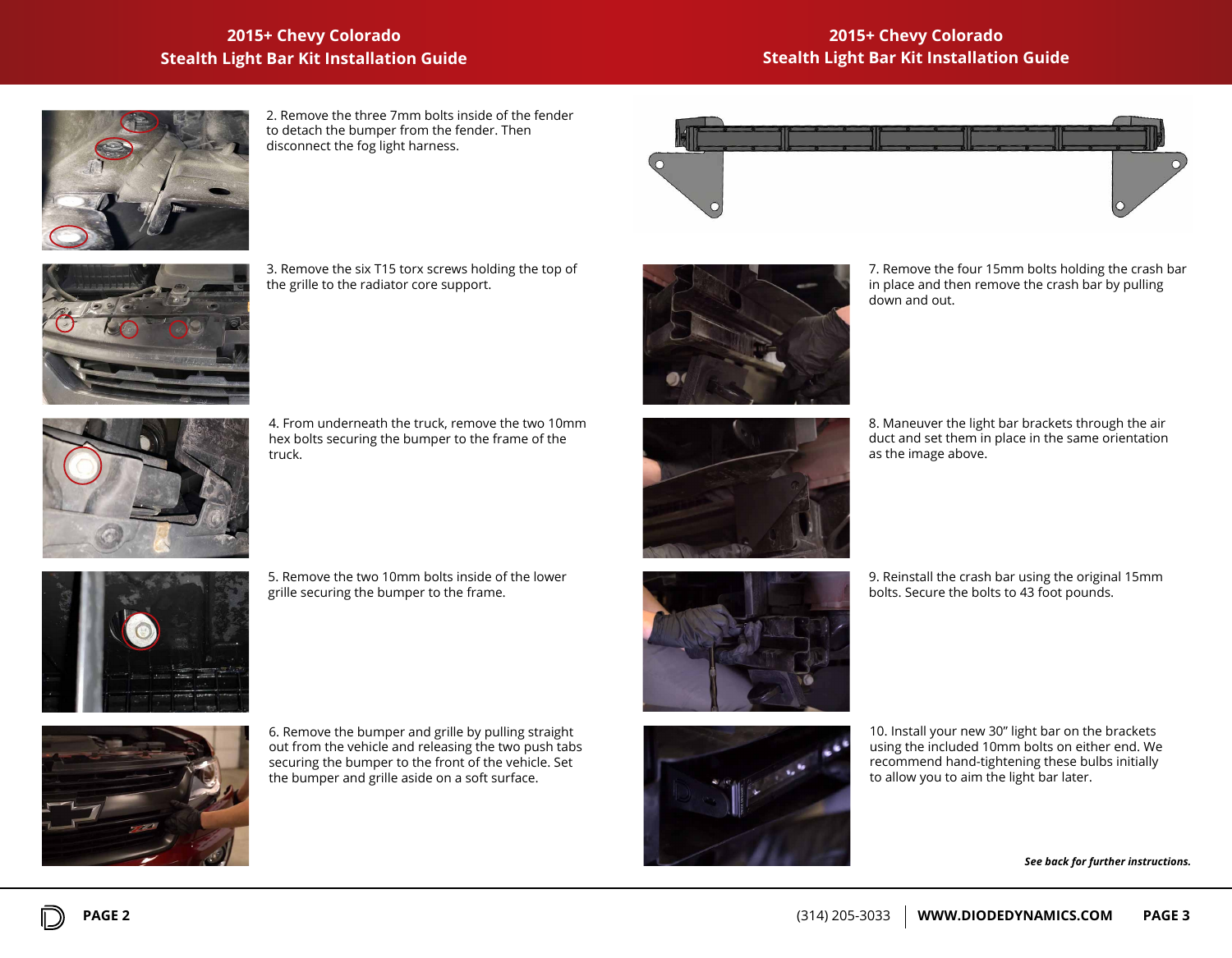# 2015+ Chevy Colorado
## Stealth Light Bar Kit Installation Guide

2. Remove the three 7mm bolts inside of the fender to detach the bumper from the fender. Then disconnect the fog light harness.

3. Remove the six T15 torx screws holding the top of the grille to the radiator core support.

4. From underneath the truck, remove the two 10mm hex bolts securing the bumper to the frame of the truck.

5. Remove the two 10mm bolts inside of the lower grille securing the bumper to the frame.

6. Remove the bumper and grille by pulling straight out from the vehicle and releasing the two push tabs securing the bumper to the front of the vehicle. Set the bumper and grille aside on a soft surface.

7. Remove the four 15mm bolts holding the crash bar in place and then remove the crash bar by pulling down and out.

8. Maneuver the light bar brackets through the air duct and set them in place in the same orientation as the image above.

9. Reinstall the crash bar using the original 15mm bolts. Secure the bolts to 43 foot pounds.

10. Install your new 30" light bar on the brackets using the included 10mm bolts on either end. We recommend hand-tightening these bulbs initially to allow you to aim the light bar later.

***See back for further instructions.***

(314) 205-3033 | **WWW.DIODEDYNAMICS.COM**